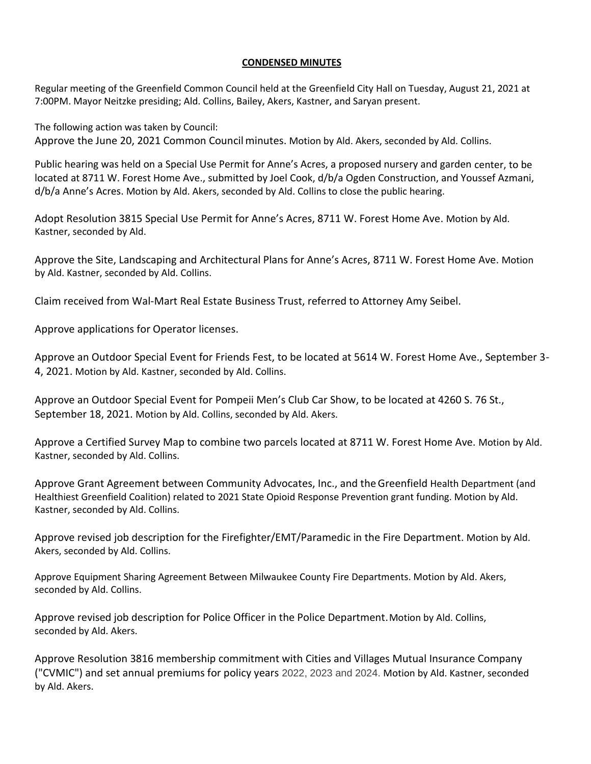**CONDENSED MINUTES**

Regular meeting of the Greenfield Common Council held at the Greenfield City Hall on Tuesday, August 21, 2021 at 7:00PM. Mayor Neitzke presiding; Ald. Collins, Bailey, Akers, Kastner, and Saryan present.

The following action was taken by Council:

Approve the June 20, 2021 Common Council minutes. Motion by Ald. Akers, seconded by Ald. Collins.

Public hearing was held on a Special Use Permit for Anne's Acres, a proposed nursery and garden center, to be located at 8711 W. Forest Home Ave., submitted by Joel Cook, d/b/a Ogden Construction, and Youssef Azmani, d/b/a Anne's Acres. Motion by Ald. Akers, seconded by Ald. Collins to close the public hearing.

Adopt Resolution 3815 Special Use Permit for Anne's Acres, 8711 W. Forest Home Ave. Motion by Ald. Kastner, seconded by Ald.

Approve the Site, Landscaping and Architectural Plans for Anne's Acres, 8711 W. Forest Home Ave. Motion by Ald. Kastner, seconded by Ald. Collins.

Claim received from Wal-Mart Real Estate Business Trust, referred to Attorney Amy Seibel.

Approve applications for Operator licenses.

Approve an Outdoor Special Event for Friends Fest, to be located at 5614 W. Forest Home Ave., September 3-4, 2021. Motion by Ald. Kastner, seconded by Ald. Collins.

Approve an Outdoor Special Event for Pompeii Men's Club Car Show, to be located at 4260 S. 76 St., September 18, 2021. Motion by Ald. Collins, seconded by Ald. Akers.

Approve a Certified Survey Map to combine two parcels located at 8711 W. Forest Home Ave. Motion by Ald. Kastner, seconded by Ald. Collins.

Approve Grant Agreement between Community Advocates, Inc., and the Greenfield Health Department (and Healthiest Greenfield Coalition) related to 2021 State Opioid Response Prevention grant funding. Motion by Ald. Kastner, seconded by Ald. Collins.

Approve revised job description for the Firefighter/EMT/Paramedic in the Fire Department. Motion by Ald. Akers, seconded by Ald. Collins.

Approve Equipment Sharing Agreement Between Milwaukee County Fire Departments. Motion by Ald. Akers, seconded by Ald. Collins.

Approve revised job description for Police Officer in the Police Department. Motion by Ald. Collins, seconded by Ald. Akers.

Approve Resolution 3816 membership commitment with Cities and Villages Mutual Insurance Company ("CVMIC") and set annual premiums for policy years 2022, 2023 and 2024. Motion by Ald. Kastner, seconded by Ald. Akers.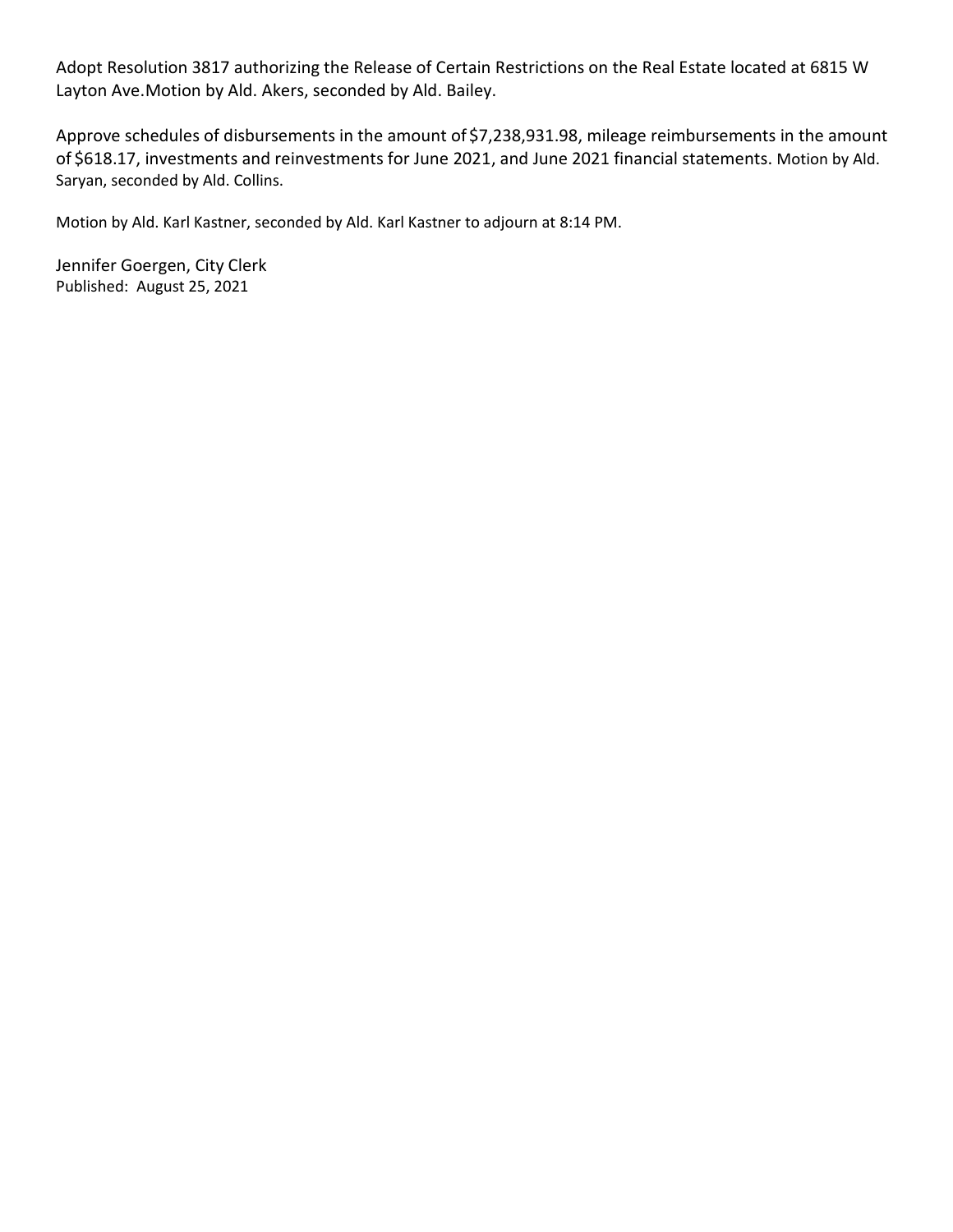Adopt Resolution 3817 authorizing the Release of Certain Restrictions on the Real Estate located at 6815 W Layton Ave.Motion by Ald. Akers, seconded by Ald. Bailey.

Approve schedules of disbursements in the amount of $7,238,931.98, mileage reimbursements in the amount of $618.17, investments and reinvestments for June 2021, and June 2021 financial statements. Motion by Ald. Saryan, seconded by Ald. Collins.

Motion by Ald. Karl Kastner, seconded by Ald. Karl Kastner to adjourn at 8:14 PM.

Jennifer Goergen, City Clerk
Published: August 25, 2021